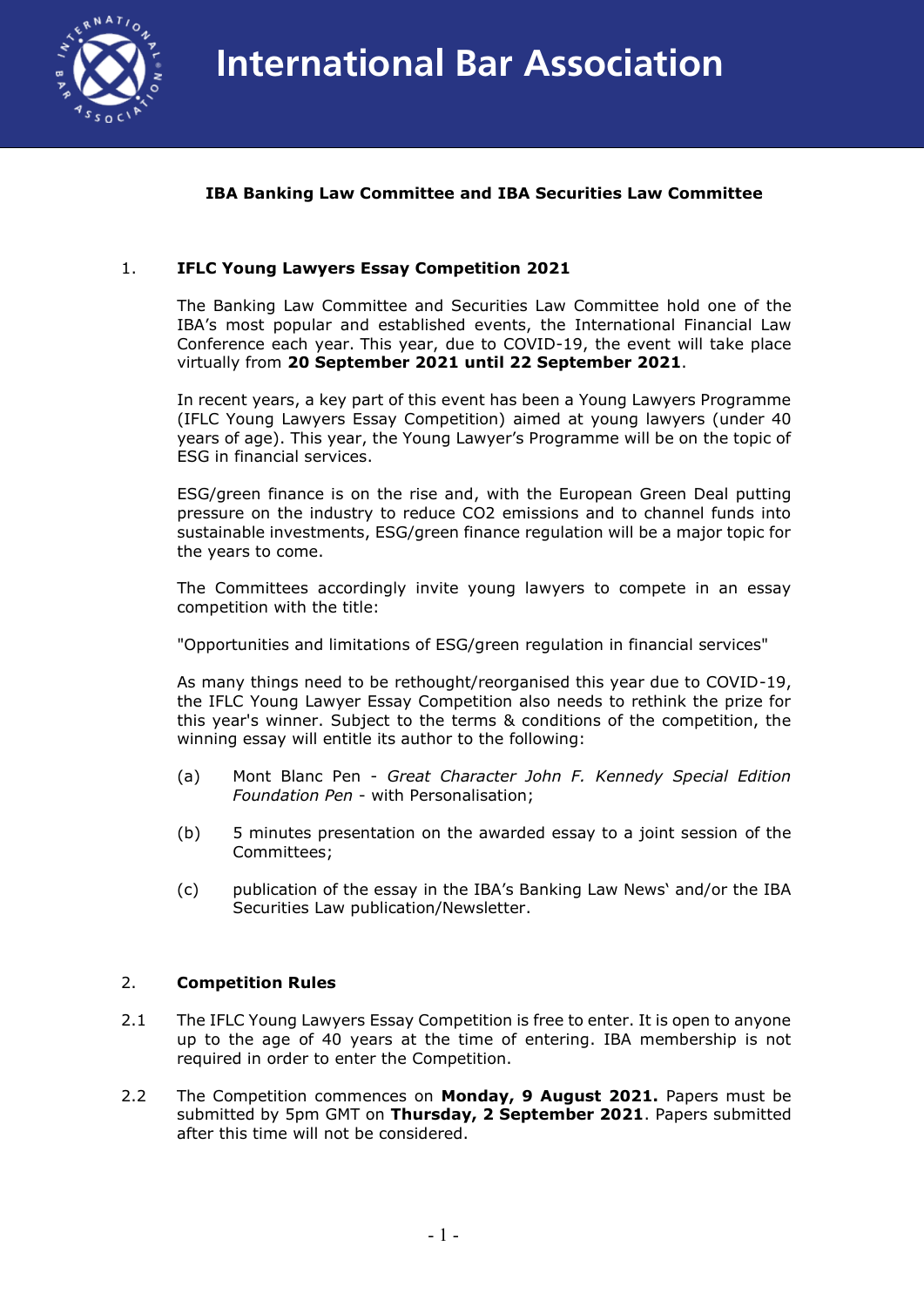# International Bar Association

**IBA Banking Law Committee and IBA Securities Law Committee**

## 1. IFLC Young Lawyers Essay Competition 2021

The Banking Law Committee and Securities Law Committee hold one of the IBA's most popular and established events, the International Financial Law Conference each year. This year, due to COVID-19, the event will take place virtually from **20 September 2021 until 22 September 2021**.

In recent years, a key part of this event has been a Young Lawyers Programme (IFLC Young Lawyers Essay Competition) aimed at young lawyers (under 40 years of age). This year, the Young Lawyer's Programme will be on the topic of ESG in financial services.

ESG/green finance is on the rise and, with the European Green Deal putting pressure on the industry to reduce $CO_2$ emissions and to channel funds into sustainable investments, ESG/green finance regulation will be a major topic for the years to come.

The Committees accordingly invite young lawyers to compete in an essay competition with the title:

"Opportunities and limitations of ESG/green regulation in financial services"

As many things need to be rethought/reorganised this year due to COVID-19, the IFLC Young Lawyer Essay Competition also needs to rethink the prize for this year's winner. Subject to the terms & conditions of the competition, the winning essay will entitle its author to the following:

(a) Mont Blanc Pen - *Great Character John F. Kennedy Special Edition Foundation Pen* - with Personalisation;

(b) 5 minutes presentation on the awarded essay to a joint session of the Committees;

(c) publication of the essay in the IBA's Banking Law News' and/or the IBA Securities Law publication/Newsletter.

## 2. Competition Rules

2.1 The IFLC Young Lawyers Essay Competition is free to enter. It is open to anyone up to the age of 40 years at the time of entering. IBA membership is not required in order to enter the Competition.

2.2 The Competition commences on **Monday, 9 August 2021.** Papers must be submitted by 5pm GMT on **Thursday, 2 September 2021**. Papers submitted after this time will not be considered.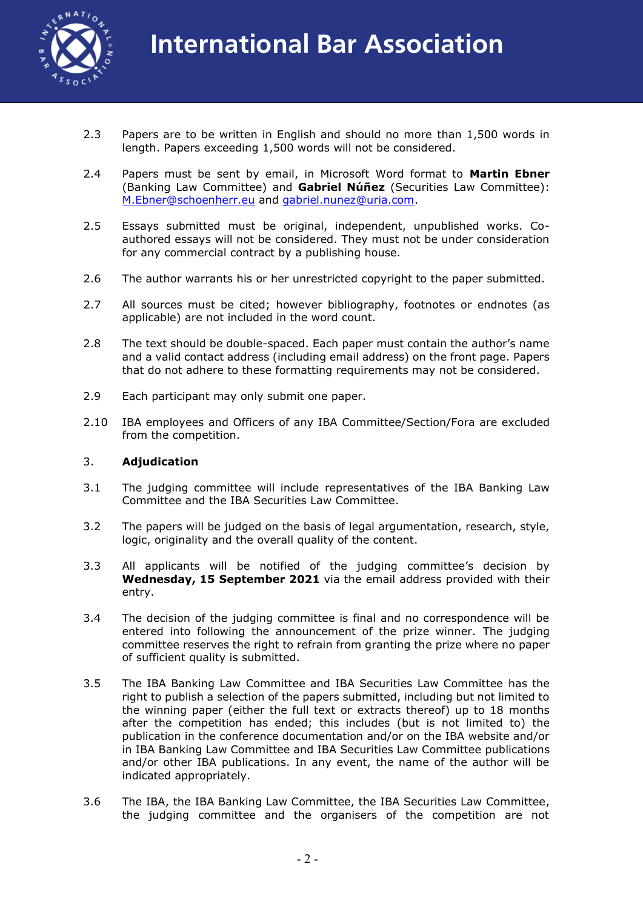2.3 Papers are to be written in English and should no more than 1,500 words in length. Papers exceeding 1,500 words will not be considered.

2.4 Papers must be sent by email, in Microsoft Word format to **Martin Ebner** (Banking Law Committee) and **Gabriel Núñez** (Securities Law Committee): M.Ebner@schoenherr.eu and gabriel.nunez@uria.com.

2.5 Essays submitted must be original, independent, unpublished works. Co-authored essays will not be considered. They must not be under consideration for any commercial contract by a publishing house.

2.6 The author warrants his or her unrestricted copyright to the paper submitted.

2.7 All sources must be cited; however bibliography, footnotes or endnotes (as applicable) are not included in the word count.

2.8 The text should be double-spaced. Each paper must contain the author's name and a valid contact address (including email address) on the front page. Papers that do not adhere to these formatting requirements may not be considered.

2.9 Each participant may only submit one paper.

2.10 IBA employees and Officers of any IBA Committee/Section/Fora are excluded from the competition.

3. **Adjudication**

3.1 The judging committee will include representatives of the IBA Banking Law Committee and the IBA Securities Law Committee.

3.2 The papers will be judged on the basis of legal argumentation, research, style, logic, originality and the overall quality of the content.

3.3 All applicants will be notified of the judging committee's decision by **Wednesday, 15 September 2021** via the email address provided with their entry.

3.4 The decision of the judging committee is final and no correspondence will be entered into following the announcement of the prize winner. The judging committee reserves the right to refrain from granting the prize where no paper of sufficient quality is submitted.

3.5 The IBA Banking Law Committee and IBA Securities Law Committee has the right to publish a selection of the papers submitted, including but not limited to the winning paper (either the full text or extracts thereof) up to 18 months after the competition has ended; this includes (but is not limited to) the publication in the conference documentation and/or on the IBA website and/or in IBA Banking Law Committee and IBA Securities Law Committee publications and/or other IBA publications. In any event, the name of the author will be indicated appropriately.

3.6 The IBA, the IBA Banking Law Committee, the IBA Securities Law Committee, the judging committee and the organisers of the competition are not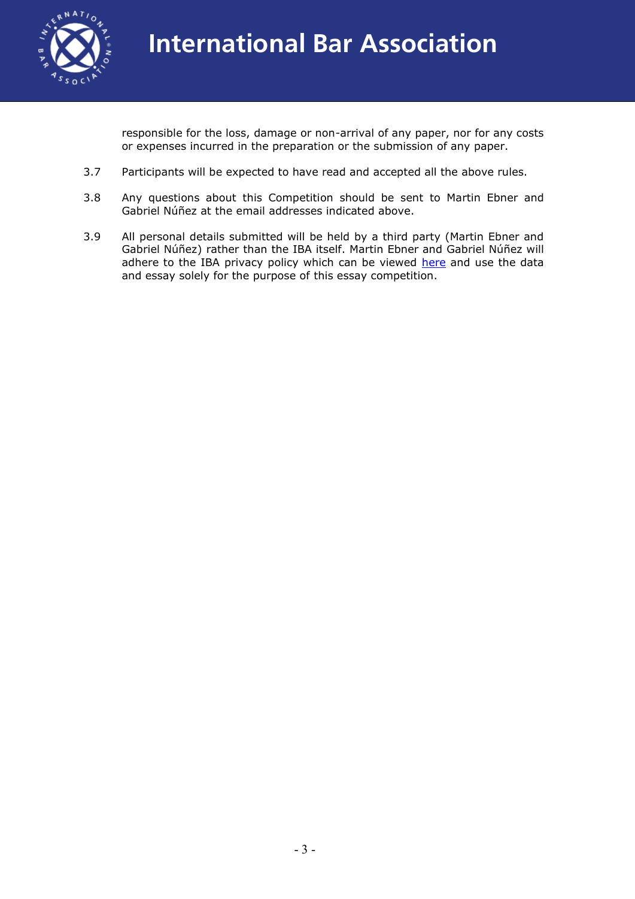responsible for the loss, damage or non-arrival of any paper, nor for any costs or expenses incurred in the preparation or the submission of any paper.

3.7 Participants will be expected to have read and accepted all the above rules.

3.8 Any questions about this Competition should be sent to Martin Ebner and Gabriel Núñez at the email addresses indicated above.

3.9 All personal details submitted will be held by a third party (Martin Ebner and Gabriel Núñez) rather than the IBA itself. Martin Ebner and Gabriel Núñez will adhere to the IBA privacy policy which can be viewed here and use the data and essay solely for the purpose of this essay competition.